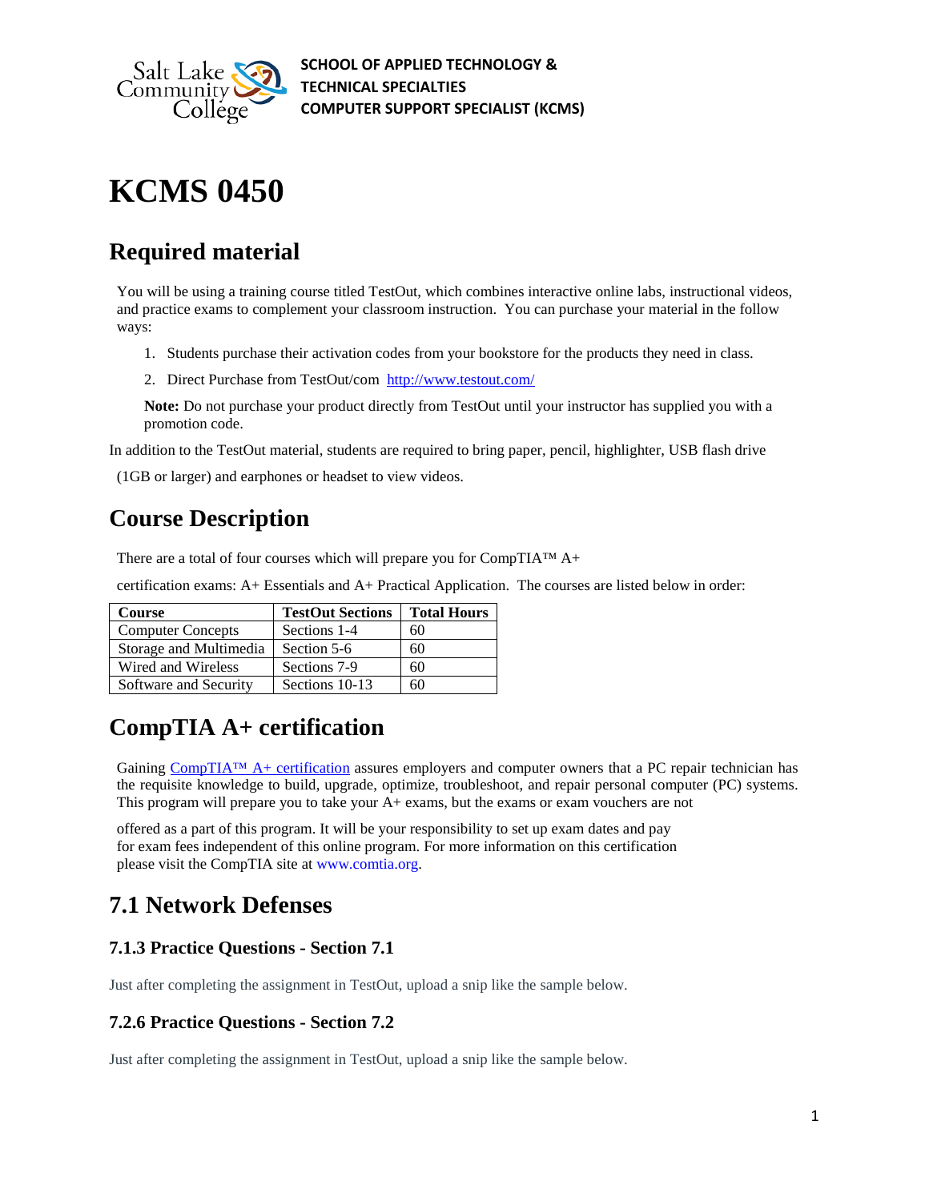SCHOOL OF APPLIED TECHNOLOGY & TECHNICAL SPECIALTIES
COMPUTER SUPPORT SPECIALIST (KCMS)

# KCMS 0450

## Required material

You will be using a training course titled TestOut, which combines interactive online labs, instructional videos, and practice exams to complement your classroom instruction. You can purchase your material in the follow ways:

1. Students purchase their activation codes from your bookstore for the products they need in class.
2. Direct Purchase from TestOut/com [http://www.testout.com/](http://www.testout.com/)

**Note:** Do not purchase your product directly from TestOut until your instructor has supplied you with a promotion code.

In addition to the TestOut material, students are required to bring paper, pencil, highlighter, USB flash drive (1GB or larger) and earphones or headset to view videos.

## Course Description

There are a total of four courses which will prepare you for CompTIA™ A+ certification exams: A+ Essentials and A+ Practical Application. The courses are listed below in order:

| Course | TestOut Sections | Total Hours |
|---|---|---|
| Computer Concepts | Sections 1-4 | 60 |
| Storage and Multimedia | Section 5-6 | 60 |
| Wired and Wireless | Sections 7-9 | 60 |
| Software and Security | Sections 10-13 | 60 |

## CompTIA A+ certification

Gaining [CompTIA™ A+ certification](CompTIA™ A+ certification) assures employers and computer owners that a PC repair technician has the requisite knowledge to build, upgrade, optimize, troubleshoot, and repair personal computer (PC) systems. This program will prepare you to take your A+ exams, but the exams or exam vouchers are not offered as a part of this program. It will be your responsibility to set up exam dates and pay for exam fees independent of this online program. For more information on this certification please visit the CompTIA site at www.comtia.org.

## 7.1 Network Defenses

### 7.1.3 Practice Questions - Section 7.1

Just after completing the assignment in TestOut, upload a snip like the sample below.

### 7.2.6 Practice Questions - Section 7.2

Just after completing the assignment in TestOut, upload a snip like the sample below.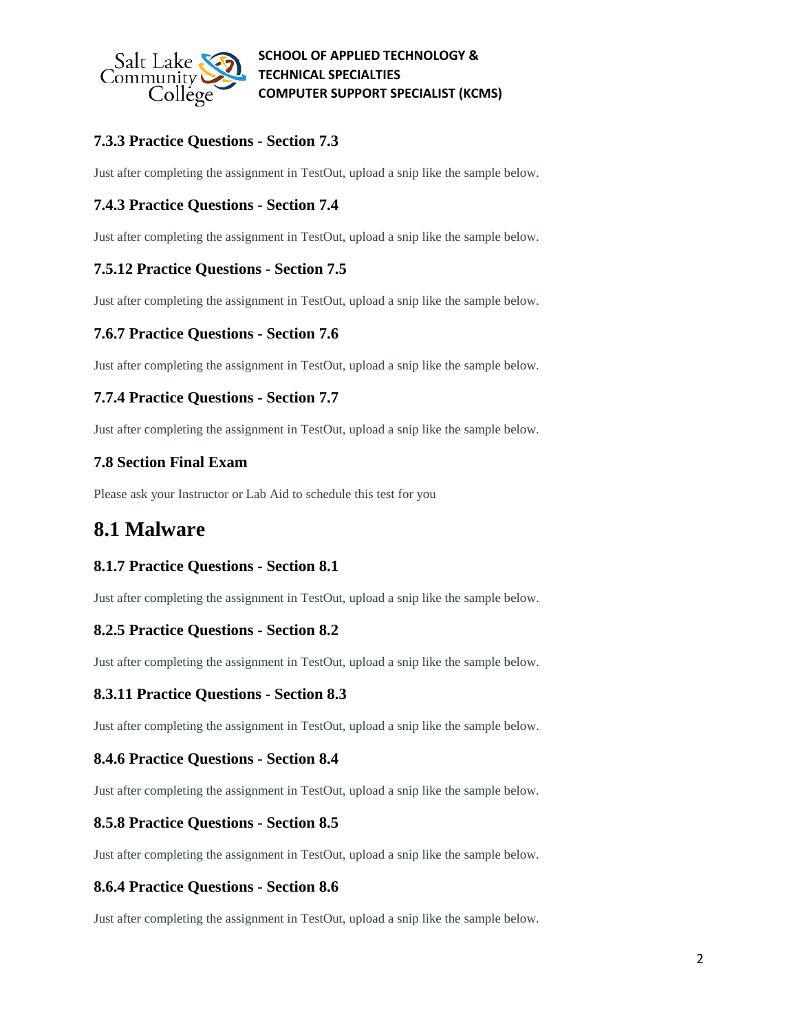### 7.3.3 Practice Questions - Section 7.3

Just after completing the assignment in TestOut, upload a snip like the sample below.

### 7.4.3 Practice Questions - Section 7.4

Just after completing the assignment in TestOut, upload a snip like the sample below.

### 7.5.12 Practice Questions - Section 7.5

Just after completing the assignment in TestOut, upload a snip like the sample below.

### 7.6.7 Practice Questions - Section 7.6

Just after completing the assignment in TestOut, upload a snip like the sample below.

### 7.7.4 Practice Questions - Section 7.7

Just after completing the assignment in TestOut, upload a snip like the sample below.

### 7.8 Section Final Exam

Please ask your Instructor or Lab Aid to schedule this test for you

## 8.1 Malware

### 8.1.7 Practice Questions - Section 8.1

Just after completing the assignment in TestOut, upload a snip like the sample below.

### 8.2.5 Practice Questions - Section 8.2

Just after completing the assignment in TestOut, upload a snip like the sample below.

### 8.3.11 Practice Questions - Section 8.3

Just after completing the assignment in TestOut, upload a snip like the sample below.

### 8.4.6 Practice Questions - Section 8.4

Just after completing the assignment in TestOut, upload a snip like the sample below.

### 8.5.8 Practice Questions - Section 8.5

Just after completing the assignment in TestOut, upload a snip like the sample below.

### 8.6.4 Practice Questions - Section 8.6

Just after completing the assignment in TestOut, upload a snip like the sample below.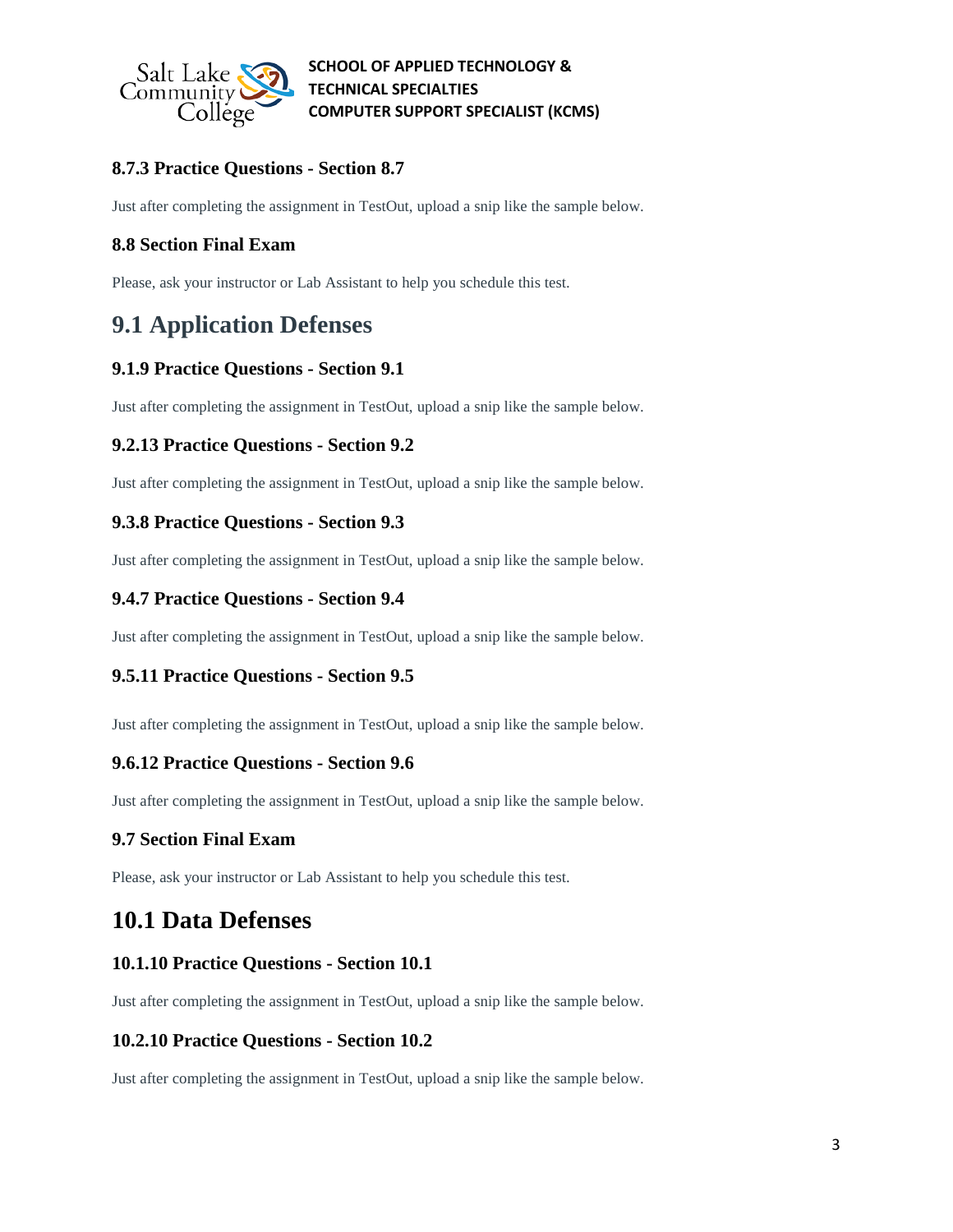### 8.7.3 Practice Questions - Section 8.7

Just after completing the assignment in TestOut, upload a snip like the sample below.

### 8.8 Section Final Exam

Please, ask your instructor or Lab Assistant to help you schedule this test.

## 9.1 Application Defenses

### 9.1.9 Practice Questions - Section 9.1

Just after completing the assignment in TestOut, upload a snip like the sample below.

### 9.2.13 Practice Questions - Section 9.2

Just after completing the assignment in TestOut, upload a snip like the sample below.

### 9.3.8 Practice Questions - Section 9.3

Just after completing the assignment in TestOut, upload a snip like the sample below.

### 9.4.7 Practice Questions - Section 9.4

Just after completing the assignment in TestOut, upload a snip like the sample below.

### 9.5.11 Practice Questions - Section 9.5

Just after completing the assignment in TestOut, upload a snip like the sample below.

### 9.6.12 Practice Questions - Section 9.6

Just after completing the assignment in TestOut, upload a snip like the sample below.

### 9.7 Section Final Exam

Please, ask your instructor or Lab Assistant to help you schedule this test.

## 10.1 Data Defenses

### 10.1.10 Practice Questions - Section 10.1

Just after completing the assignment in TestOut, upload a snip like the sample below.

### 10.2.10 Practice Questions - Section 10.2

Just after completing the assignment in TestOut, upload a snip like the sample below.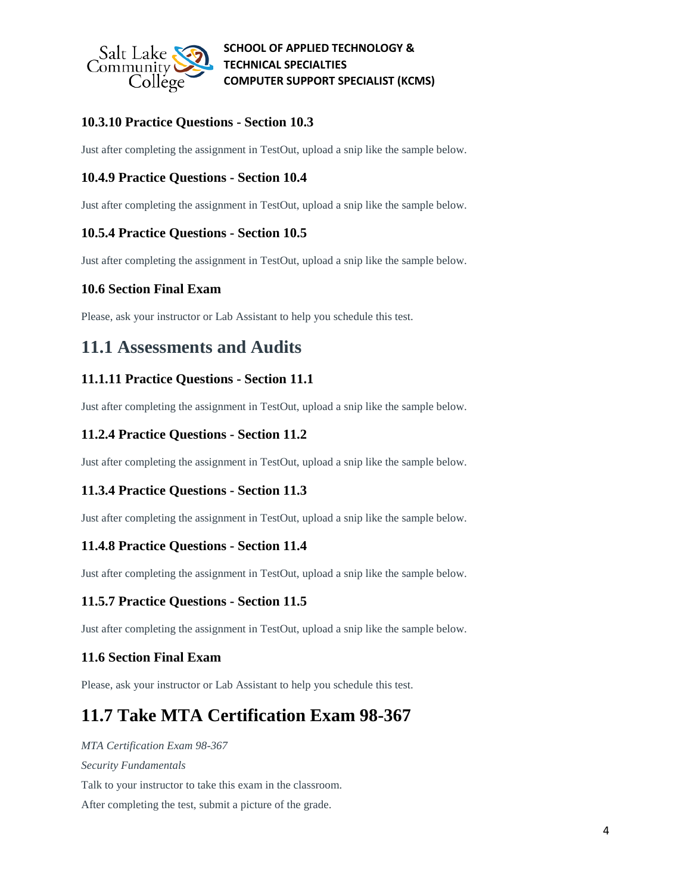### 10.3.10 Practice Questions - Section 10.3

Just after completing the assignment in TestOut, upload a snip like the sample below.

### 10.4.9 Practice Questions - Section 10.4

Just after completing the assignment in TestOut, upload a snip like the sample below.

### 10.5.4 Practice Questions - Section 10.5

Just after completing the assignment in TestOut, upload a snip like the sample below.

### 10.6 Section Final Exam

Please, ask your instructor or Lab Assistant to help you schedule this test.

## 11.1 Assessments and Audits

### 11.1.11 Practice Questions - Section 11.1

Just after completing the assignment in TestOut, upload a snip like the sample below.

### 11.2.4 Practice Questions - Section 11.2

Just after completing the assignment in TestOut, upload a snip like the sample below.

### 11.3.4 Practice Questions - Section 11.3

Just after completing the assignment in TestOut, upload a snip like the sample below.

### 11.4.8 Practice Questions - Section 11.4

Just after completing the assignment in TestOut, upload a snip like the sample below.

### 11.5.7 Practice Questions - Section 11.5

Just after completing the assignment in TestOut, upload a snip like the sample below.

### 11.6 Section Final Exam

Please, ask your instructor or Lab Assistant to help you schedule this test.

# 11.7 Take MTA Certification Exam 98-367

*MTA Certification Exam 98-367*

*Security Fundamentals*

Talk to your instructor to take this exam in the classroom.

After completing the test, submit a picture of the grade.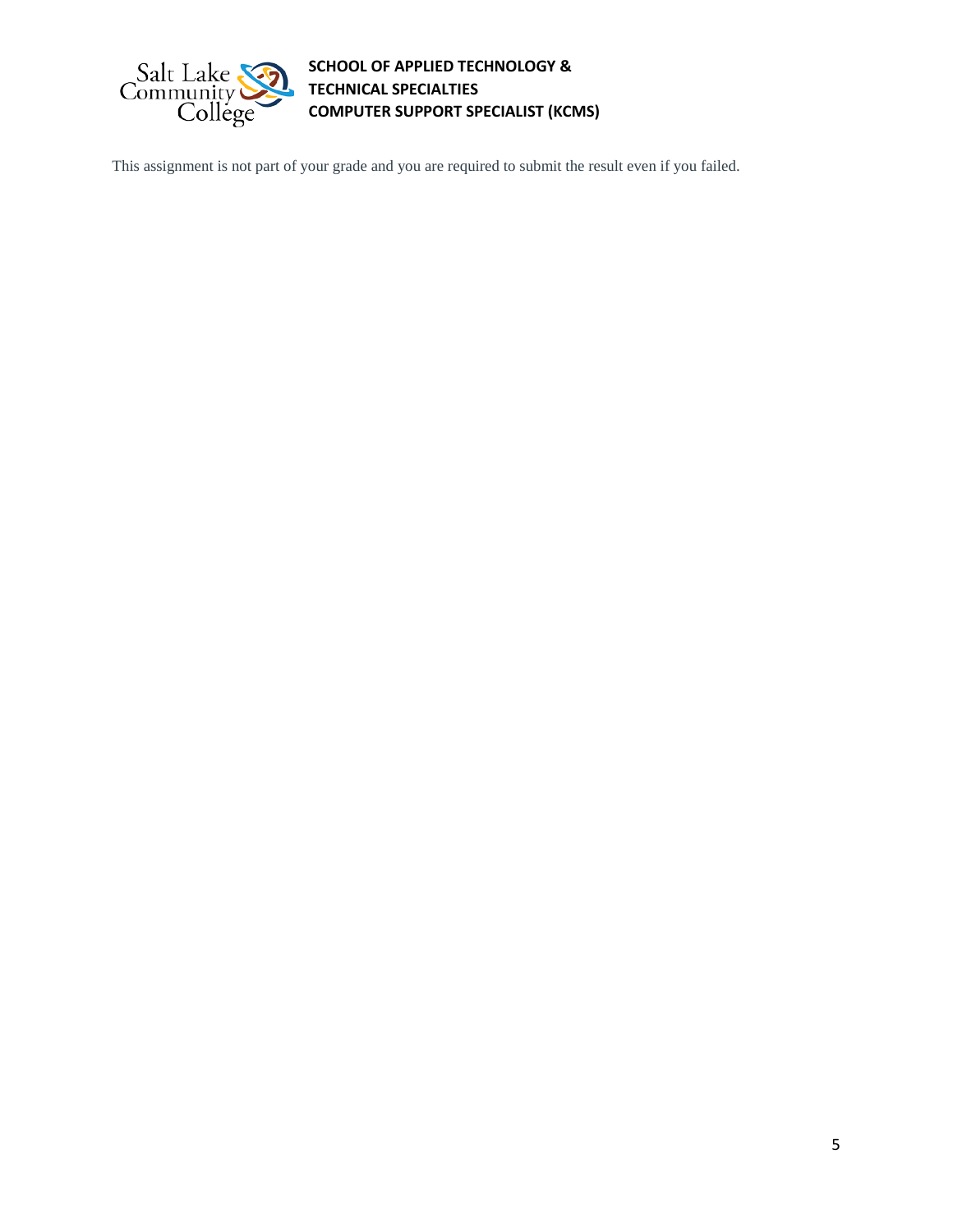This assignment is not part of your grade and you are required to submit the result even if you failed.